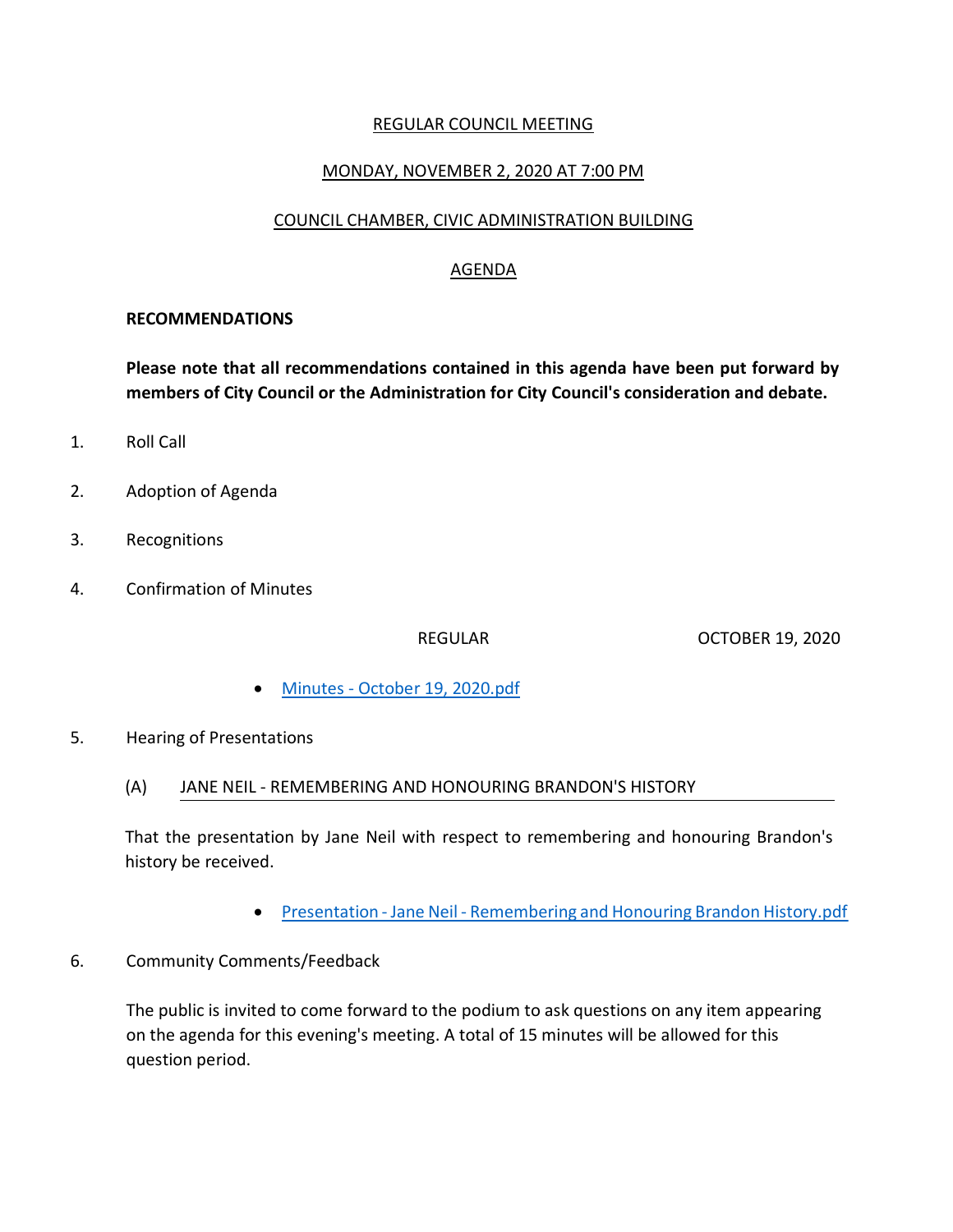REGULAR COUNCIL MEETING

MONDAY, NOVEMBER 2, 2020 AT 7:00 PM

COUNCIL CHAMBER, CIVIC ADMINISTRATION BUILDING

AGENDA

**RECOMMENDATIONS**

**Please note that all recommendations contained in this agenda have been put forward by members of City Council or the Administration for City Council's consideration and debate.**

1. Roll Call

2. Adoption of Agenda

3. Recognitions

4. Confirmation of Minutes

   REGULAR OCTOBER 19, 2020

   - Minutes - October 19, 2020.pdf

5. Hearing of Presentations

   (A) JANE NEIL - REMEMBERING AND HONOURING BRANDON'S HISTORY

   That the presentation by Jane Neil with respect to remembering and honouring Brandon's history be received.

   - Presentation - Jane Neil - Remembering and Honouring Brandon History.pdf

6. Community Comments/Feedback

   The public is invited to come forward to the podium to ask questions on any item appearing on the agenda for this evening's meeting. A total of 15 minutes will be allowed for this question period.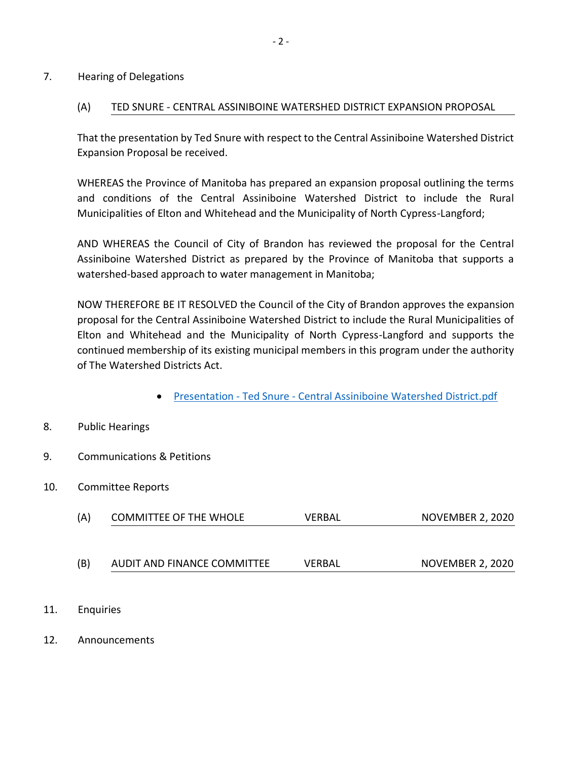7. Hearing of Delegations

(A) TED SNURE - CENTRAL ASSINIBOINE WATERSHED DISTRICT EXPANSION PROPOSAL

That the presentation by Ted Snure with respect to the Central Assiniboine Watershed District Expansion Proposal be received.

WHEREAS the Province of Manitoba has prepared an expansion proposal outlining the terms and conditions of the Central Assiniboine Watershed District to include the Rural Municipalities of Elton and Whitehead and the Municipality of North Cypress-Langford;

AND WHEREAS the Council of City of Brandon has reviewed the proposal for the Central Assiniboine Watershed District as prepared by the Province of Manitoba that supports a watershed-based approach to water management in Manitoba;

NOW THEREFORE BE IT RESOLVED the Council of the City of Brandon approves the expansion proposal for the Central Assiniboine Watershed District to include the Rural Municipalities of Elton and Whitehead and the Municipality of North Cypress-Langford and supports the continued membership of its existing municipal members in this program under the authority of The Watershed Districts Act.

- Presentation - Ted Snure - Central Assiniboine Watershed District.pdf

8. Public Hearings

9. Communications & Petitions

10. Committee Reports

| | | | |
|---|---|---|---|
| (A) | COMMITTEE OF THE WHOLE | VERBAL | NOVEMBER 2, 2020 |
| (B) | AUDIT AND FINANCE COMMITTEE | VERBAL | NOVEMBER 2, 2020 |

11. Enquiries

12. Announcements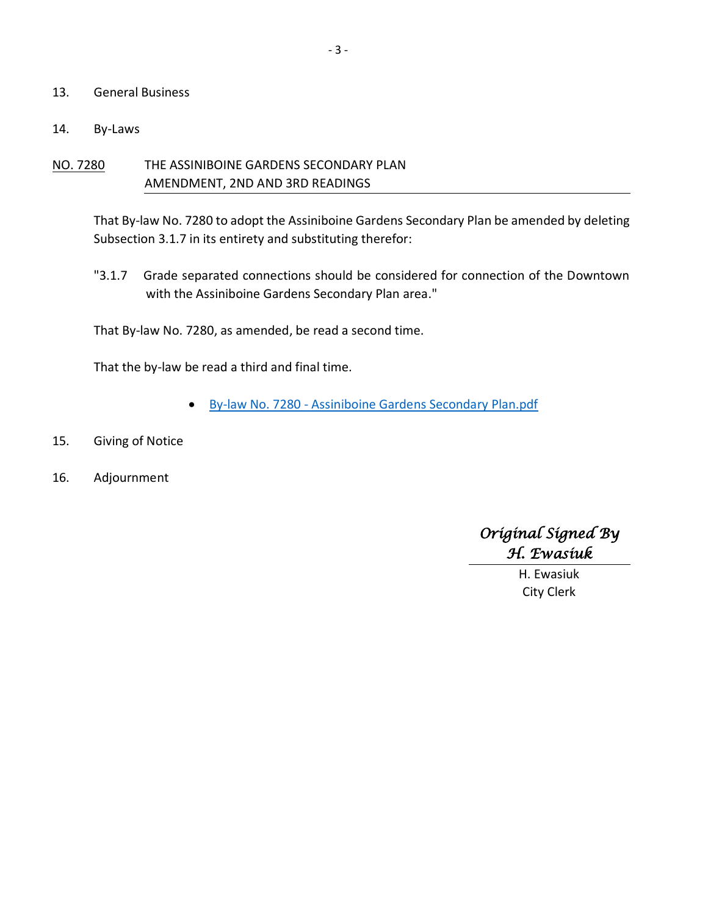13. General Business

14. By-Laws

NO. 7280 THE ASSINIBOINE GARDENS SECONDARY PLAN AMENDMENT, 2ND AND 3RD READINGS

That By-law No. 7280 to adopt the Assiniboine Gardens Secondary Plan be amended by deleting Subsection 3.1.7 in its entirety and substituting therefor:

"3.1.7 Grade separated connections should be considered for connection of the Downtown with the Assiniboine Gardens Secondary Plan area."

That By-law No. 7280, as amended, be read a second time.

That the by-law be read a third and final time.

- By-law No. 7280 - Assiniboine Gardens Secondary Plan.pdf

15. Giving of Notice

16. Adjournment

*Original Signed By H. Ewasiuk*

H. Ewasiuk
City Clerk